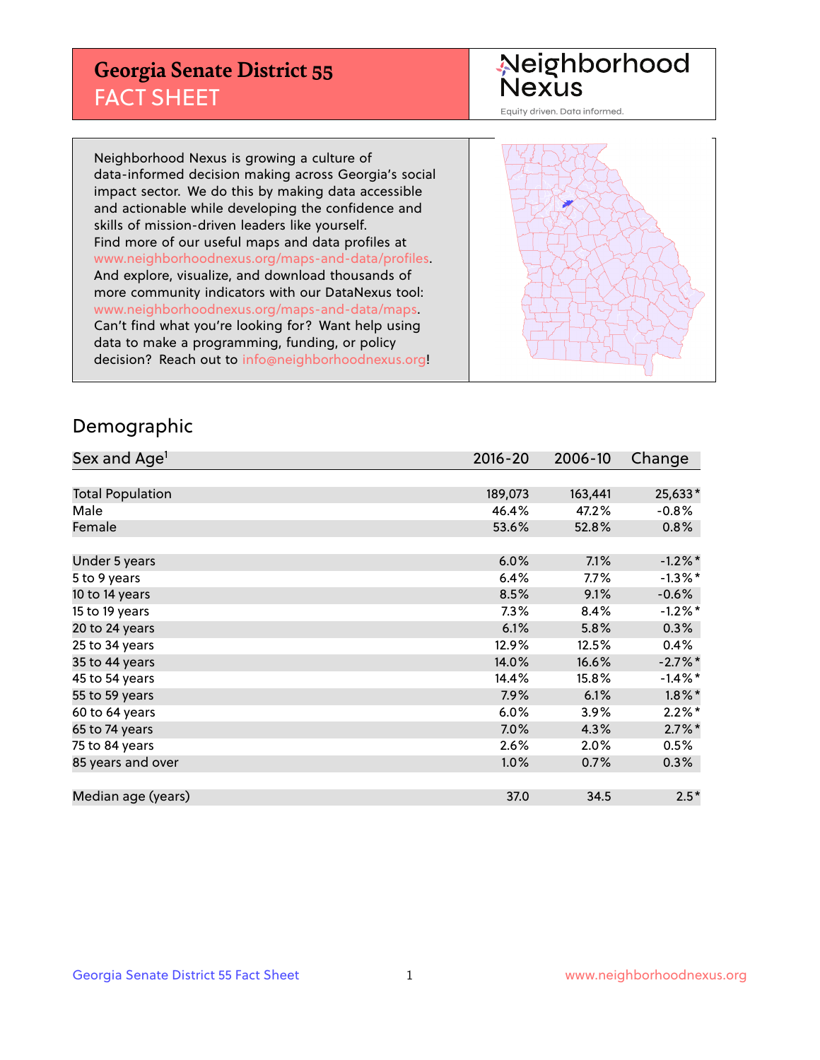# Georgia Senate District 55
## FACT SHEET

Neighborhood Nexus
Equity driven. Data informed.

Neighborhood Nexus is growing a culture of data-informed decision making across Georgia's social impact sector. We do this by making data accessible and actionable while developing the confidence and skills of mission-driven leaders like yourself. Find more of our useful maps and data profiles at www.neighborhoodnexus.org/maps-and-data/profiles. And explore, visualize, and download thousands of more community indicators with our DataNexus tool: www.neighborhoodnexus.org/maps-and-data/maps. Can't find what you're looking for? Want help using data to make a programming, funding, or policy decision? Reach out to info@neighborhoodnexus.org!

## Demographic

| Sex and Age[1] | 2016-20 | 2006-10 | Change |
|---|---|---|---|
| Total Population | 189,073 | 163,441 | 25,633* |
| Male | 46.4% | 47.2% | -0.8% |
| Female | 53.6% | 52.8% | 0.8% |
| Under 5 years | 6.0% | 7.1% | -1.2%* |
| 5 to 9 years | 6.4% | 7.7% | -1.3%* |
| 10 to 14 years | 8.5% | 9.1% | -0.6% |
| 15 to 19 years | 7.3% | 8.4% | -1.2%* |
| 20 to 24 years | 6.1% | 5.8% | 0.3% |
| 25 to 34 years | 12.9% | 12.5% | 0.4% |
| 35 to 44 years | 14.0% | 16.6% | -2.7%* |
| 45 to 54 years | 14.4% | 15.8% | -1.4%* |
| 55 to 59 years | 7.9% | 6.1% | 1.8%* |
| 60 to 64 years | 6.0% | 3.9% | 2.2%* |
| 65 to 74 years | 7.0% | 4.3% | 2.7%* |
| 75 to 84 years | 2.6% | 2.0% | 0.5% |
| 85 years and over | 1.0% | 0.7% | 0.3% |
| Median age (years) | 37.0 | 34.5 | 2.5* |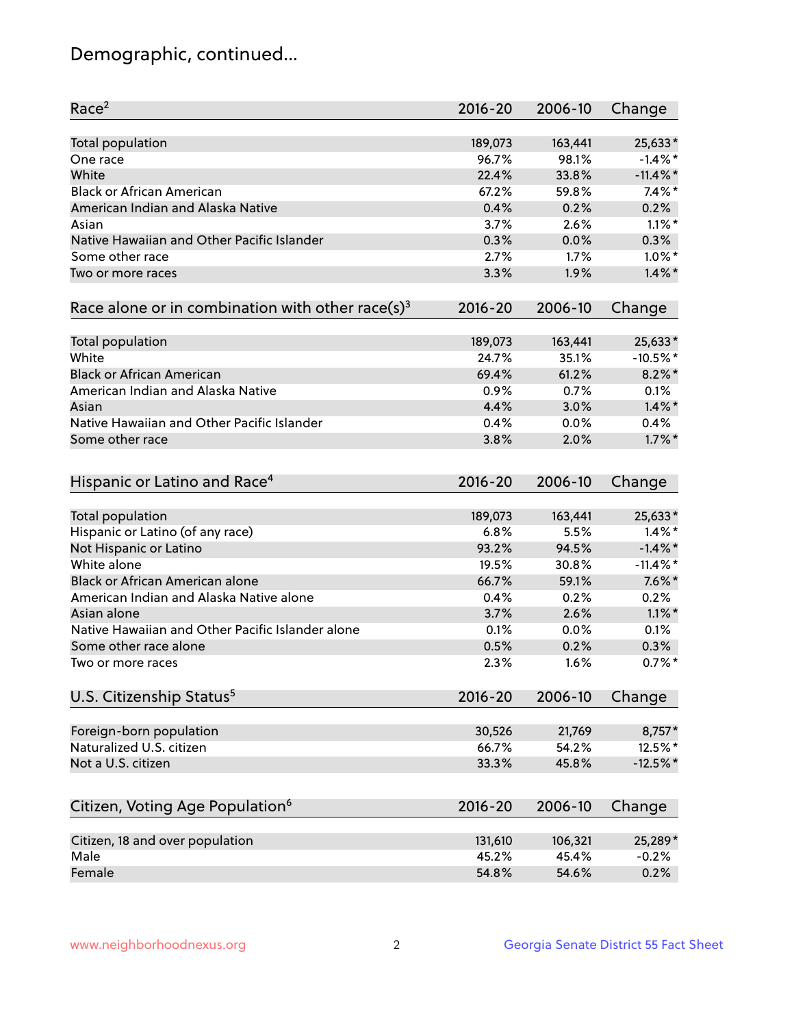# Demographic, continued...

| Race[2] | 2016-20 | 2006-10 | Change |
|---|---|---|---|
| Total population | 189,073 | 163,441 | 25,633* |
| One race | 96.7% | 98.1% | -1.4%* |
| White | 22.4% | 33.8% | -11.4%* |
| Black or African American | 67.2% | 59.8% | 7.4%* |
| American Indian and Alaska Native | 0.4% | 0.2% | 0.2% |
| Asian | 3.7% | 2.6% | 1.1%* |
| Native Hawaiian and Other Pacific Islander | 0.3% | 0.0% | 0.3% |
| Some other race | 2.7% | 1.7% | 1.0%* |
| Two or more races | 3.3% | 1.9% | 1.4%* |

| Race alone or in combination with other race(s)[3] | 2016-20 | 2006-10 | Change |
|---|---|---|---|
| Total population | 189,073 | 163,441 | 25,633* |
| White | 24.7% | 35.1% | -10.5%* |
| Black or African American | 69.4% | 61.2% | 8.2%* |
| American Indian and Alaska Native | 0.9% | 0.7% | 0.1% |
| Asian | 4.4% | 3.0% | 1.4%* |
| Native Hawaiian and Other Pacific Islander | 0.4% | 0.0% | 0.4% |
| Some other race | 3.8% | 2.0% | 1.7%* |

| Hispanic or Latino and Race[4] | 2016-20 | 2006-10 | Change |
|---|---|---|---|
| Total population | 189,073 | 163,441 | 25,633* |
| Hispanic or Latino (of any race) | 6.8% | 5.5% | 1.4%* |
| Not Hispanic or Latino | 93.2% | 94.5% | -1.4%* |
| White alone | 19.5% | 30.8% | -11.4%* |
| Black or African American alone | 66.7% | 59.1% | 7.6%* |
| American Indian and Alaska Native alone | 0.4% | 0.2% | 0.2% |
| Asian alone | 3.7% | 2.6% | 1.1%* |
| Native Hawaiian and Other Pacific Islander alone | 0.1% | 0.0% | 0.1% |
| Some other race alone | 0.5% | 0.2% | 0.3% |
| Two or more races | 2.3% | 1.6% | 0.7%* |

| U.S. Citizenship Status[5] | 2016-20 | 2006-10 | Change |
|---|---|---|---|
| Foreign-born population | 30,526 | 21,769 | 8,757* |
| Naturalized U.S. citizen | 66.7% | 54.2% | 12.5%* |
| Not a U.S. citizen | 33.3% | 45.8% | -12.5%* |

| Citizen, Voting Age Population[6] | 2016-20 | 2006-10 | Change |
|---|---|---|---|
| Citizen, 18 and over population | 131,610 | 106,321 | 25,289* |
| Male | 45.2% | 45.4% | -0.2% |
| Female | 54.8% | 54.6% | 0.2% |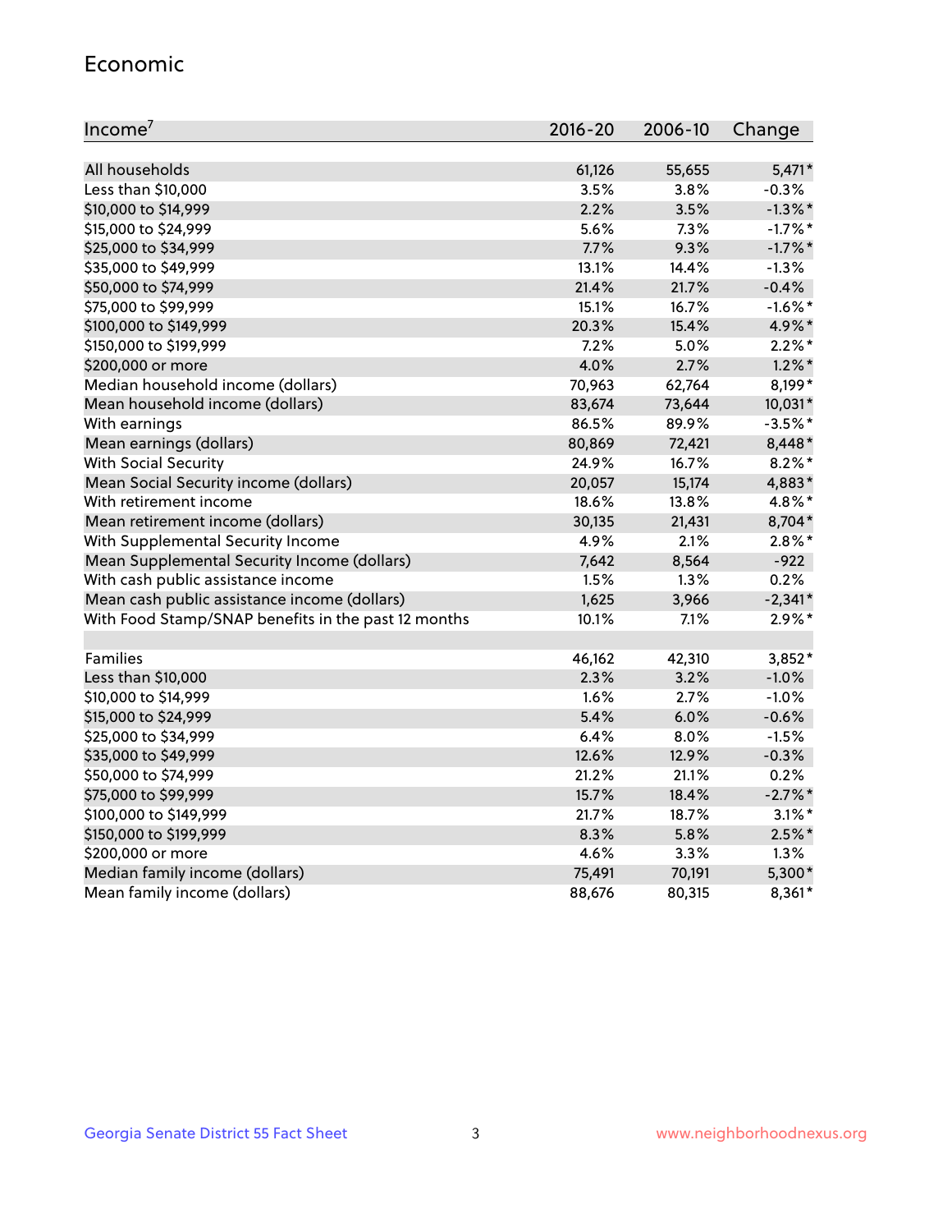## Economic

| Income[7] | 2016-20 | 2006-10 | Change |
|---|---|---|---|
| All households | 61,126 | 55,655 | 5,471* |
| Less than $10,000 | 3.5% | 3.8% | -0.3% |
| $10,000 to $14,999 | 2.2% | 3.5% | -1.3%* |
| $15,000 to $24,999 | 5.6% | 7.3% | -1.7%* |
| $25,000 to $34,999 | 7.7% | 9.3% | -1.7%* |
| $35,000 to $49,999 | 13.1% | 14.4% | -1.3% |
| $50,000 to $74,999 | 21.4% | 21.7% | -0.4% |
| $75,000 to $99,999 | 15.1% | 16.7% | -1.6%* |
| $100,000 to $149,999 | 20.3% | 15.4% | 4.9%* |
| $150,000 to $199,999 | 7.2% | 5.0% | 2.2%* |
| $200,000 or more | 4.0% | 2.7% | 1.2%* |
| Median household income (dollars) | 70,963 | 62,764 | 8,199* |
| Mean household income (dollars) | 83,674 | 73,644 | 10,031* |
| With earnings | 86.5% | 89.9% | -3.5%* |
| Mean earnings (dollars) | 80,869 | 72,421 | 8,448* |
| With Social Security | 24.9% | 16.7% | 8.2%* |
| Mean Social Security income (dollars) | 20,057 | 15,174 | 4,883* |
| With retirement income | 18.6% | 13.8% | 4.8%* |
| Mean retirement income (dollars) | 30,135 | 21,431 | 8,704* |
| With Supplemental Security Income | 4.9% | 2.1% | 2.8%* |
| Mean Supplemental Security Income (dollars) | 7,642 | 8,564 | -922 |
| With cash public assistance income | 1.5% | 1.3% | 0.2% |
| Mean cash public assistance income (dollars) | 1,625 | 3,966 | -2,341* |
| With Food Stamp/SNAP benefits in the past 12 months | 10.1% | 7.1% | 2.9%* |
| | | | |
| Families | 46,162 | 42,310 | 3,852* |
| Less than $10,000 | 2.3% | 3.2% | -1.0% |
| $10,000 to $14,999 | 1.6% | 2.7% | -1.0% |
| $15,000 to $24,999 | 5.4% | 6.0% | -0.6% |
| $25,000 to $34,999 | 6.4% | 8.0% | -1.5% |
| $35,000 to $49,999 | 12.6% | 12.9% | -0.3% |
| $50,000 to $74,999 | 21.2% | 21.1% | 0.2% |
| $75,000 to $99,999 | 15.7% | 18.4% | -2.7%* |
| $100,000 to $149,999 | 21.7% | 18.7% | 3.1%* |
| $150,000 to $199,999 | 8.3% | 5.8% | 2.5%* |
| $200,000 or more | 4.6% | 3.3% | 1.3% |
| Median family income (dollars) | 75,491 | 70,191 | 5,300* |
| Mean family income (dollars) | 88,676 | 80,315 | 8,361* |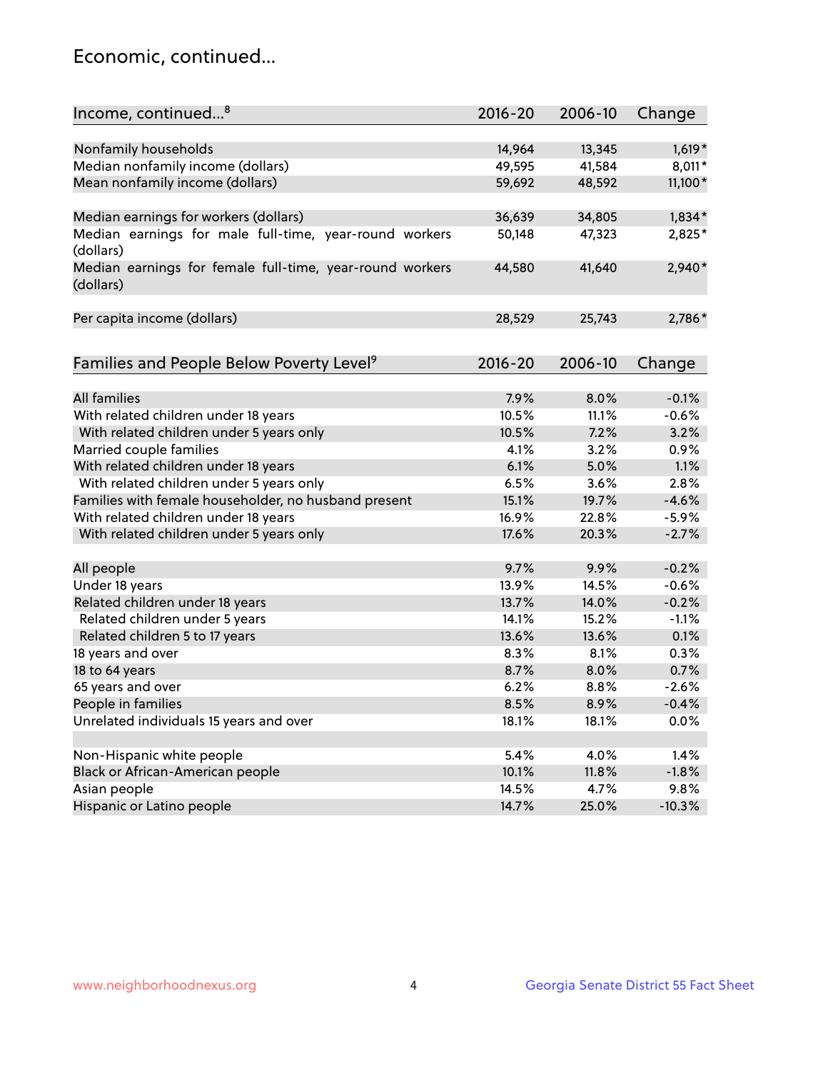## Economic, continued...

| Income, continued...[8] | 2016-20 | 2006-10 | Change |
|---|---|---|---|
| Nonfamily households | 14,964 | 13,345 | 1,619* |
| Median nonfamily income (dollars) | 49,595 | 41,584 | 8,011* |
| Mean nonfamily income (dollars) | 59,692 | 48,592 | 11,100* |
| Median earnings for workers (dollars) | 36,639 | 34,805 | 1,834* |
| Median earnings for male full-time, year-round workers (dollars) | 50,148 | 47,323 | 2,825* |
| Median earnings for female full-time, year-round workers (dollars) | 44,580 | 41,640 | 2,940* |
| Per capita income (dollars) | 28,529 | 25,743 | 2,786* |

| Families and People Below Poverty Level[9] | 2016-20 | 2006-10 | Change |
|---|---|---|---|
| All families | 7.9% | 8.0% | -0.1% |
| With related children under 18 years | 10.5% | 11.1% | -0.6% |
| With related children under 5 years only | 10.5% | 7.2% | 3.2% |
| Married couple families | 4.1% | 3.2% | 0.9% |
| With related children under 18 years | 6.1% | 5.0% | 1.1% |
| With related children under 5 years only | 6.5% | 3.6% | 2.8% |
| Families with female householder, no husband present | 15.1% | 19.7% | -4.6% |
| With related children under 18 years | 16.9% | 22.8% | -5.9% |
| With related children under 5 years only | 17.6% | 20.3% | -2.7% |
| All people | 9.7% | 9.9% | -0.2% |
| Under 18 years | 13.9% | 14.5% | -0.6% |
| Related children under 18 years | 13.7% | 14.0% | -0.2% |
| Related children under 5 years | 14.1% | 15.2% | -1.1% |
| Related children 5 to 17 years | 13.6% | 13.6% | 0.1% |
| 18 years and over | 8.3% | 8.1% | 0.3% |
| 18 to 64 years | 8.7% | 8.0% | 0.7% |
| 65 years and over | 6.2% | 8.8% | -2.6% |
| People in families | 8.5% | 8.9% | -0.4% |
| Unrelated individuals 15 years and over | 18.1% | 18.1% | 0.0% |
| Non-Hispanic white people | 5.4% | 4.0% | 1.4% |
| Black or African-American people | 10.1% | 11.8% | -1.8% |
| Asian people | 14.5% | 4.7% | 9.8% |
| Hispanic or Latino people | 14.7% | 25.0% | -10.3% |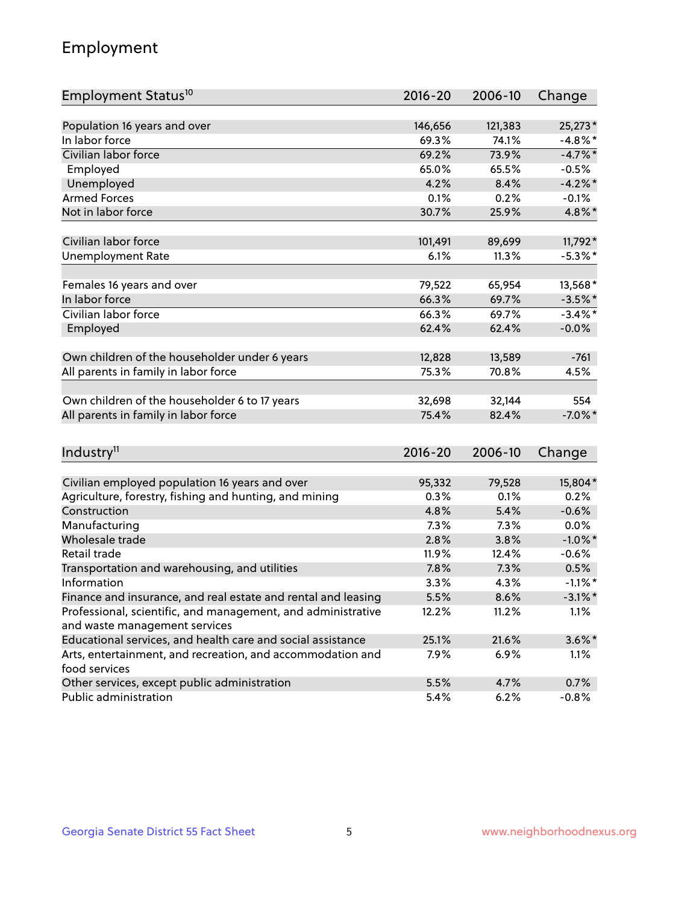# Employment

| Employment Status[10] | 2016-20 | 2006-10 | Change |
|---|---|---|---|
| Population 16 years and over | 146,656 | 121,383 | 25,273* |
| In labor force | 69.3% | 74.1% | -4.8%* |
| Civilian labor force | 69.2% | 73.9% | -4.7%* |
| Employed | 65.0% | 65.5% | -0.5% |
| Unemployed | 4.2% | 8.4% | -4.2%* |
| Armed Forces | 0.1% | 0.2% | -0.1% |
| Not in labor force | 30.7% | 25.9% | 4.8%* |
| | | | |
| Civilian labor force | 101,491 | 89,699 | 11,792* |
| Unemployment Rate | 6.1% | 11.3% | -5.3%* |
| | | | |
| Females 16 years and over | 79,522 | 65,954 | 13,568* |
| In labor force | 66.3% | 69.7% | -3.5%* |
| Civilian labor force | 66.3% | 69.7% | -3.4%* |
| Employed | 62.4% | 62.4% | -0.0% |
| | | | |
| Own children of the householder under 6 years | 12,828 | 13,589 | -761 |
| All parents in family in labor force | 75.3% | 70.8% | 4.5% |
| | | | |
| Own children of the householder 6 to 17 years | 32,698 | 32,144 | 554 |
| All parents in family in labor force | 75.4% | 82.4% | -7.0%* |

| Industry[11] | 2016-20 | 2006-10 | Change |
|---|---|---|---|
| Civilian employed population 16 years and over | 95,332 | 79,528 | 15,804* |
| Agriculture, forestry, fishing and hunting, and mining | 0.3% | 0.1% | 0.2% |
| Construction | 4.8% | 5.4% | -0.6% |
| Manufacturing | 7.3% | 7.3% | 0.0% |
| Wholesale trade | 2.8% | 3.8% | -1.0%* |
| Retail trade | 11.9% | 12.4% | -0.6% |
| Transportation and warehousing, and utilities | 7.8% | 7.3% | 0.5% |
| Information | 3.3% | 4.3% | -1.1%* |
| Finance and insurance, and real estate and rental and leasing | 5.5% | 8.6% | -3.1%* |
| Professional, scientific, and management, and administrative and waste management services | 12.2% | 11.2% | 1.1% |
| Educational services, and health care and social assistance | 25.1% | 21.6% | 3.6%* |
| Arts, entertainment, and recreation, and accommodation and food services | 7.9% | 6.9% | 1.1% |
| Other services, except public administration | 5.5% | 4.7% | 0.7% |
| Public administration | 5.4% | 6.2% | -0.8% |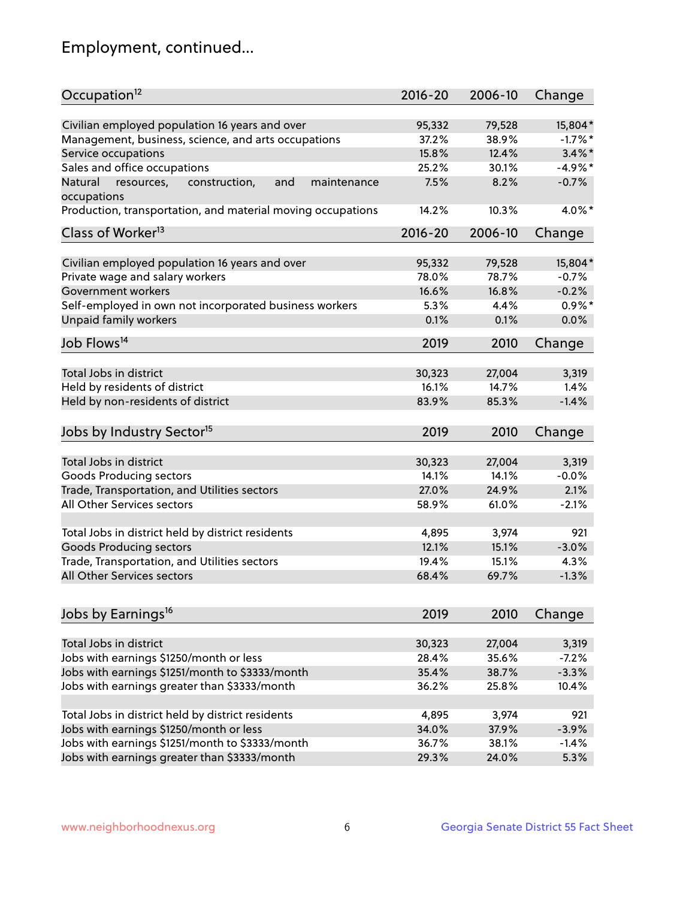# Employment, continued...

| Occupation[12] | 2016-20 | 2006-10 | Change |
|---|---|---|---|
| Civilian employed population 16 years and over | 95,332 | 79,528 | 15,804* |
| Management, business, science, and arts occupations | 37.2% | 38.9% | -1.7%* |
| Service occupations | 15.8% | 12.4% | 3.4%* |
| Sales and office occupations | 25.2% | 30.1% | -4.9%* |
| Natural resources, construction, and maintenance occupations | 7.5% | 8.2% | -0.7% |
| Production, transportation, and material moving occupations | 14.2% | 10.3% | 4.0%* |

| Class of Worker[13] | 2016-20 | 2006-10 | Change |
|---|---|---|---|
| Civilian employed population 16 years and over | 95,332 | 79,528 | 15,804* |
| Private wage and salary workers | 78.0% | 78.7% | -0.7% |
| Government workers | 16.6% | 16.8% | -0.2% |
| Self-employed in own not incorporated business workers | 5.3% | 4.4% | 0.9%* |
| Unpaid family workers | 0.1% | 0.1% | 0.0% |

| Job Flows[14] | 2019 | 2010 | Change |
|---|---|---|---|
| Total Jobs in district | 30,323 | 27,004 | 3,319 |
| Held by residents of district | 16.1% | 14.7% | 1.4% |
| Held by non-residents of district | 83.9% | 85.3% | -1.4% |

| Jobs by Industry Sector[15] | 2019 | 2010 | Change |
|---|---|---|---|
| Total Jobs in district | 30,323 | 27,004 | 3,319 |
| Goods Producing sectors | 14.1% | 14.1% | -0.0% |
| Trade, Transportation, and Utilities sectors | 27.0% | 24.9% | 2.1% |
| All Other Services sectors | 58.9% | 61.0% | -2.1% |
| | | | |
| Total Jobs in district held by district residents | 4,895 | 3,974 | 921 |
| Goods Producing sectors | 12.1% | 15.1% | -3.0% |
| Trade, Transportation, and Utilities sectors | 19.4% | 15.1% | 4.3% |
| All Other Services sectors | 68.4% | 69.7% | -1.3% |

| Jobs by Earnings[16] | 2019 | 2010 | Change |
|---|---|---|---|
| Total Jobs in district | 30,323 | 27,004 | 3,319 |
| Jobs with earnings $1250/month or less | 28.4% | 35.6% | -7.2% |
| Jobs with earnings $1251/month to $3333/month | 35.4% | 38.7% | -3.3% |
| Jobs with earnings greater than $3333/month | 36.2% | 25.8% | 10.4% |
| | | | |
| Total Jobs in district held by district residents | 4,895 | 3,974 | 921 |
| Jobs with earnings $1250/month or less | 34.0% | 37.9% | -3.9% |
| Jobs with earnings $1251/month to $3333/month | 36.7% | 38.1% | -1.4% |
| Jobs with earnings greater than $3333/month | 29.3% | 24.0% | 5.3% |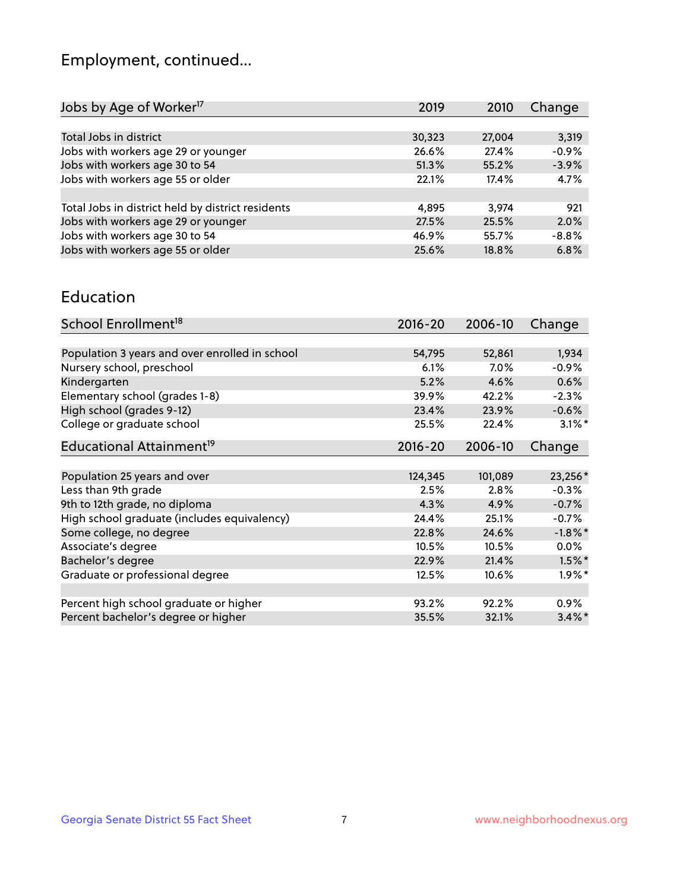## Employment, continued...

| Jobs by Age of Worker[17] | 2019 | 2010 | Change |
|---|---|---|---|
| | | | |
| Total Jobs in district | 30,323 | 27,004 | 3,319 |
| Jobs with workers age 29 or younger | 26.6% | 27.4% | -0.9% |
| Jobs with workers age 30 to 54 | 51.3% | 55.2% | -3.9% |
| Jobs with workers age 55 or older | 22.1% | 17.4% | 4.7% |
| | | | |
| Total Jobs in district held by district residents | 4,895 | 3,974 | 921 |
| Jobs with workers age 29 or younger | 27.5% | 25.5% | 2.0% |
| Jobs with workers age 30 to 54 | 46.9% | 55.7% | -8.8% |
| Jobs with workers age 55 or older | 25.6% | 18.8% | 6.8% |

## Education

| School Enrollment[18] | 2016-20 | 2006-10 | Change |
|---|---|---|---|
| | | | |
| Population 3 years and over enrolled in school | 54,795 | 52,861 | 1,934 |
| Nursery school, preschool | 6.1% | 7.0% | -0.9% |
| Kindergarten | 5.2% | 4.6% | 0.6% |
| Elementary school (grades 1-8) | 39.9% | 42.2% | -2.3% |
| High school (grades 9-12) | 23.4% | 23.9% | -0.6% |
| College or graduate school | 25.5% | 22.4% | 3.1%* |

| Educational Attainment[19] | 2016-20 | 2006-10 | Change |
|---|---|---|---|
| | | | |
| Population 25 years and over | 124,345 | 101,089 | 23,256* |
| Less than 9th grade | 2.5% | 2.8% | -0.3% |
| 9th to 12th grade, no diploma | 4.3% | 4.9% | -0.7% |
| High school graduate (includes equivalency) | 24.4% | 25.1% | -0.7% |
| Some college, no degree | 22.8% | 24.6% | -1.8%* |
| Associate's degree | 10.5% | 10.5% | 0.0% |
| Bachelor's degree | 22.9% | 21.4% | 1.5%* |
| Graduate or professional degree | 12.5% | 10.6% | 1.9%* |
| | | | |
| Percent high school graduate or higher | 93.2% | 92.2% | 0.9% |
| Percent bachelor's degree or higher | 35.5% | 32.1% | 3.4%* |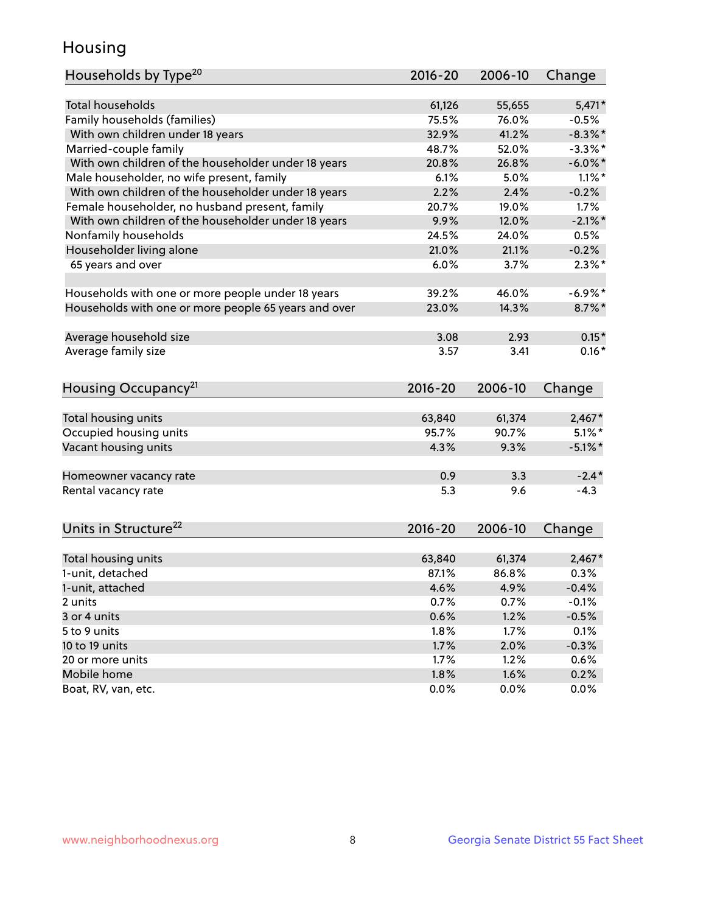## Housing

| Households by Type[20] | 2016-20 | 2006-10 | Change |
|---|---|---|---|
| Total households | 61,126 | 55,655 | 5,471* |
| Family households (families) | 75.5% | 76.0% | -0.5% |
| With own children under 18 years | 32.9% | 41.2% | -8.3%* |
| Married-couple family | 48.7% | 52.0% | -3.3%* |
| With own children of the householder under 18 years | 20.8% | 26.8% | -6.0%* |
| Male householder, no wife present, family | 6.1% | 5.0% | 1.1%* |
| With own children of the householder under 18 years | 2.2% | 2.4% | -0.2% |
| Female householder, no husband present, family | 20.7% | 19.0% | 1.7% |
| With own children of the householder under 18 years | 9.9% | 12.0% | -2.1%* |
| Nonfamily households | 24.5% | 24.0% | 0.5% |
| Householder living alone | 21.0% | 21.1% | -0.2% |
| 65 years and over | 6.0% | 3.7% | 2.3%* |
| | | | |
| Households with one or more people under 18 years | 39.2% | 46.0% | -6.9%* |
| Households with one or more people 65 years and over | 23.0% | 14.3% | 8.7%* |
| | | | |
| Average household size | 3.08 | 2.93 | 0.15* |
| Average family size | 3.57 | 3.41 | 0.16* |

| Housing Occupancy[21] | 2016-20 | 2006-10 | Change |
|---|---|---|---|
| Total housing units | 63,840 | 61,374 | 2,467* |
| Occupied housing units | 95.7% | 90.7% | 5.1%* |
| Vacant housing units | 4.3% | 9.3% | -5.1%* |
| | | | |
| Homeowner vacancy rate | 0.9 | 3.3 | -2.4* |
| Rental vacancy rate | 5.3 | 9.6 | -4.3 |

| Units in Structure[22] | 2016-20 | 2006-10 | Change |
|---|---|---|---|
| Total housing units | 63,840 | 61,374 | 2,467* |
| 1-unit, detached | 87.1% | 86.8% | 0.3% |
| 1-unit, attached | 4.6% | 4.9% | -0.4% |
| 2 units | 0.7% | 0.7% | -0.1% |
| 3 or 4 units | 0.6% | 1.2% | -0.5% |
| 5 to 9 units | 1.8% | 1.7% | 0.1% |
| 10 to 19 units | 1.7% | 2.0% | -0.3% |
| 20 or more units | 1.7% | 1.2% | 0.6% |
| Mobile home | 1.8% | 1.6% | 0.2% |
| Boat, RV, van, etc. | 0.0% | 0.0% | 0.0% |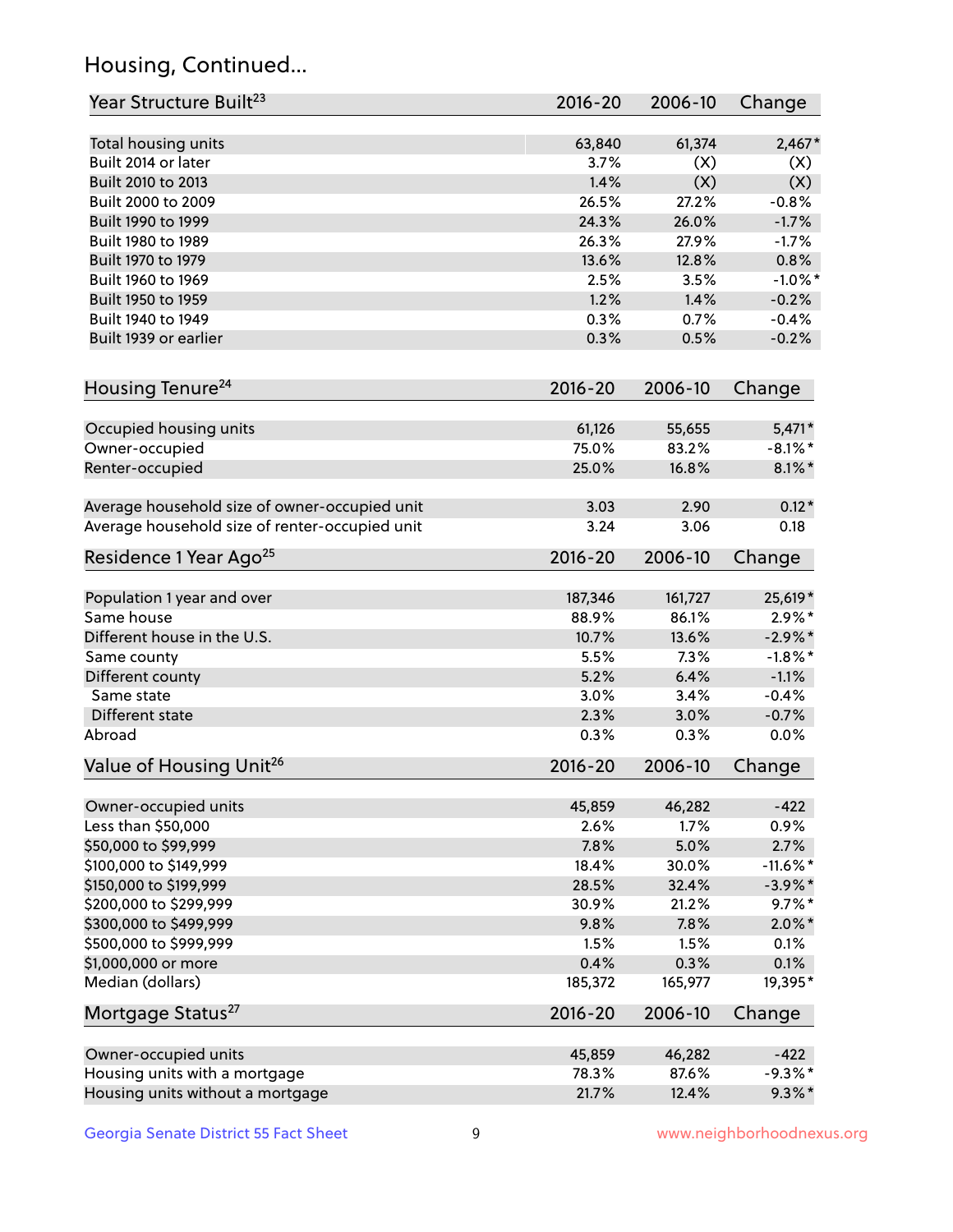# Housing, Continued...

| Year Structure Built[23] | 2016-20 | 2006-10 | Change |
|---|---|---|---|
| Total housing units | 63,840 | 61,374 | 2,467* |
| Built 2014 or later | 3.7% | (X) | (X) |
| Built 2010 to 2013 | 1.4% | (X) | (X) |
| Built 2000 to 2009 | 26.5% | 27.2% | -0.8% |
| Built 1990 to 1999 | 24.3% | 26.0% | -1.7% |
| Built 1980 to 1989 | 26.3% | 27.9% | -1.7% |
| Built 1970 to 1979 | 13.6% | 12.8% | 0.8% |
| Built 1960 to 1969 | 2.5% | 3.5% | -1.0%* |
| Built 1950 to 1959 | 1.2% | 1.4% | -0.2% |
| Built 1940 to 1949 | 0.3% | 0.7% | -0.4% |
| Built 1939 or earlier | 0.3% | 0.5% | -0.2% |

| Housing Tenure[24] | 2016-20 | 2006-10 | Change |
|---|---|---|---|
| Occupied housing units | 61,126 | 55,655 | 5,471* |
| Owner-occupied | 75.0% | 83.2% | -8.1%* |
| Renter-occupied | 25.0% | 16.8% | 8.1%* |
| Average household size of owner-occupied unit | 3.03 | 2.90 | 0.12* |
| Average household size of renter-occupied unit | 3.24 | 3.06 | 0.18 |

| Residence 1 Year Ago[25] | 2016-20 | 2006-10 | Change |
|---|---|---|---|
| Population 1 year and over | 187,346 | 161,727 | 25,619* |
| Same house | 88.9% | 86.1% | 2.9%* |
| Different house in the U.S. | 10.7% | 13.6% | -2.9%* |
| Same county | 5.5% | 7.3% | -1.8%* |
| Different county | 5.2% | 6.4% | -1.1% |
| Same state | 3.0% | 3.4% | -0.4% |
| Different state | 2.3% | 3.0% | -0.7% |
| Abroad | 0.3% | 0.3% | 0.0% |

| Value of Housing Unit[26] | 2016-20 | 2006-10 | Change |
|---|---|---|---|
| Owner-occupied units | 45,859 | 46,282 | -422 |
| Less than $50,000 | 2.6% | 1.7% | 0.9% |
| $50,000 to $99,999 | 7.8% | 5.0% | 2.7% |
| $100,000 to $149,999 | 18.4% | 30.0% | -11.6%* |
| $150,000 to $199,999 | 28.5% | 32.4% | -3.9%* |
| $200,000 to $299,999 | 30.9% | 21.2% | 9.7%* |
| $300,000 to $499,999 | 9.8% | 7.8% | 2.0%* |
| $500,000 to $999,999 | 1.5% | 1.5% | 0.1% |
| $1,000,000 or more | 0.4% | 0.3% | 0.1% |
| Median (dollars) | 185,372 | 165,977 | 19,395* |

| Mortgage Status[27] | 2016-20 | 2006-10 | Change |
|---|---|---|---|
| Owner-occupied units | 45,859 | 46,282 | -422 |
| Housing units with a mortgage | 78.3% | 87.6% | -9.3%* |
| Housing units without a mortgage | 21.7% | 12.4% | 9.3%* |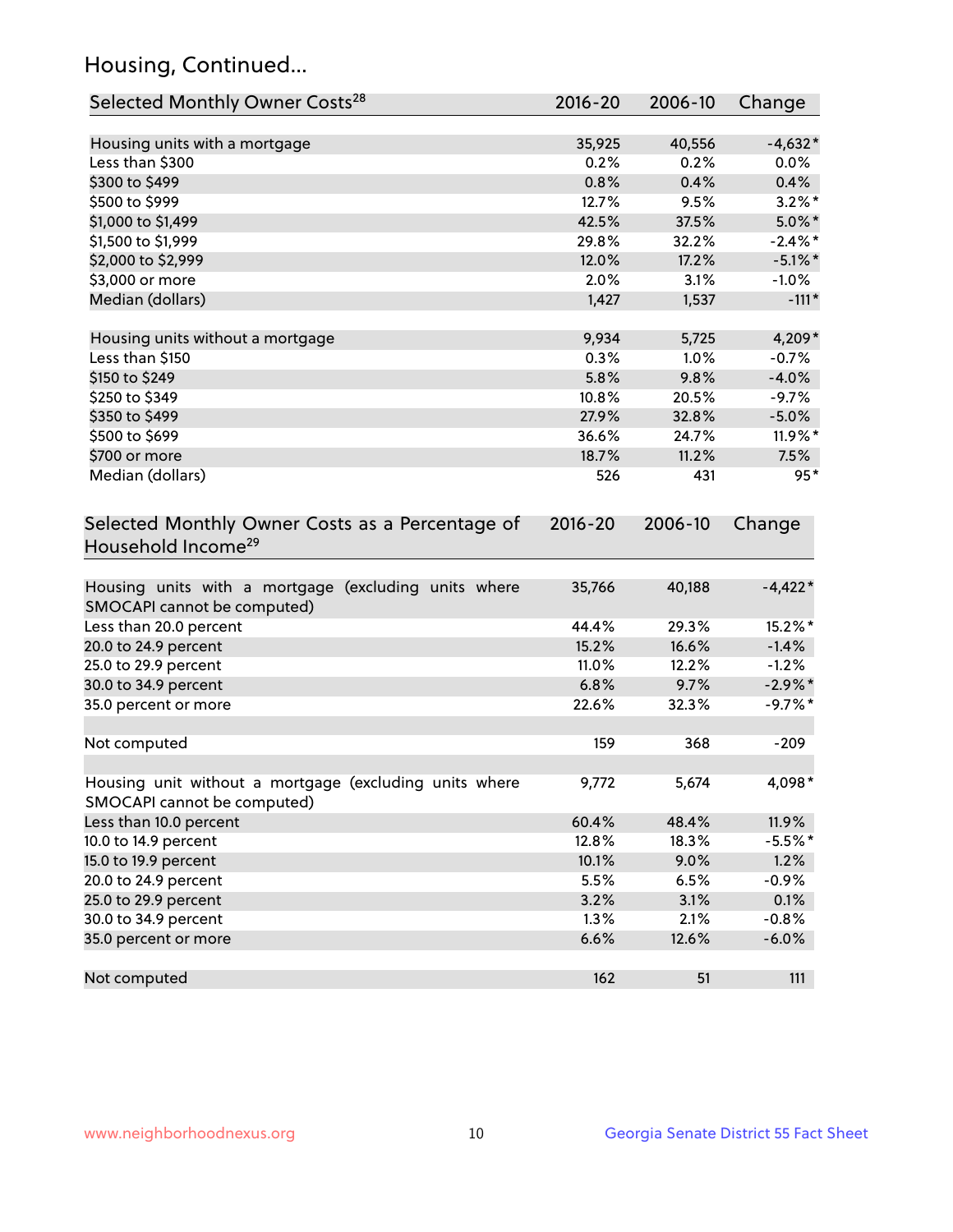## Housing, Continued...

| Selected Monthly Owner Costs[28] | 2016-20 | 2006-10 | Change |
|---|---|---|---|
| Housing units with a mortgage | 35,925 | 40,556 | -4,632* |
| Less than $300 | 0.2% | 0.2% | 0.0% |
| $300 to $499 | 0.8% | 0.4% | 0.4% |
| $500 to $999 | 12.7% | 9.5% | 3.2%* |
| $1,000 to $1,499 | 42.5% | 37.5% | 5.0%* |
| $1,500 to $1,999 | 29.8% | 32.2% | -2.4%* |
| $2,000 to $2,999 | 12.0% | 17.2% | -5.1%* |
| $3,000 or more | 2.0% | 3.1% | -1.0% |
| Median (dollars) | 1,427 | 1,537 | -111* |
| | | | |
| Housing units without a mortgage | 9,934 | 5,725 | 4,209* |
| Less than $150 | 0.3% | 1.0% | -0.7% |
| $150 to $249 | 5.8% | 9.8% | -4.0% |
| $250 to $349 | 10.8% | 20.5% | -9.7% |
| $350 to $499 | 27.9% | 32.8% | -5.0% |
| $500 to $699 | 36.6% | 24.7% | 11.9%* |
| $700 or more | 18.7% | 11.2% | 7.5% |
| Median (dollars) | 526 | 431 | 95* |

| Selected Monthly Owner Costs as a Percentage of Household Income[29] | 2016-20 | 2006-10 | Change |
|---|---|---|---|
| Housing units with a mortgage (excluding units where SMOCAPI cannot be computed) | 35,766 | 40,188 | -4,422* |
| Less than 20.0 percent | 44.4% | 29.3% | 15.2%* |
| 20.0 to 24.9 percent | 15.2% | 16.6% | -1.4% |
| 25.0 to 29.9 percent | 11.0% | 12.2% | -1.2% |
| 30.0 to 34.9 percent | 6.8% | 9.7% | -2.9%* |
| 35.0 percent or more | 22.6% | 32.3% | -9.7%* |
| | | | |
| Not computed | 159 | 368 | -209 |
| | | | |
| Housing unit without a mortgage (excluding units where SMOCAPI cannot be computed) | 9,772 | 5,674 | 4,098* |
| Less than 10.0 percent | 60.4% | 48.4% | 11.9% |
| 10.0 to 14.9 percent | 12.8% | 18.3% | -5.5%* |
| 15.0 to 19.9 percent | 10.1% | 9.0% | 1.2% |
| 20.0 to 24.9 percent | 5.5% | 6.5% | -0.9% |
| 25.0 to 29.9 percent | 3.2% | 3.1% | 0.1% |
| 30.0 to 34.9 percent | 1.3% | 2.1% | -0.8% |
| 35.0 percent or more | 6.6% | 12.6% | -6.0% |
| | | | |
| Not computed | 162 | 51 | 111 |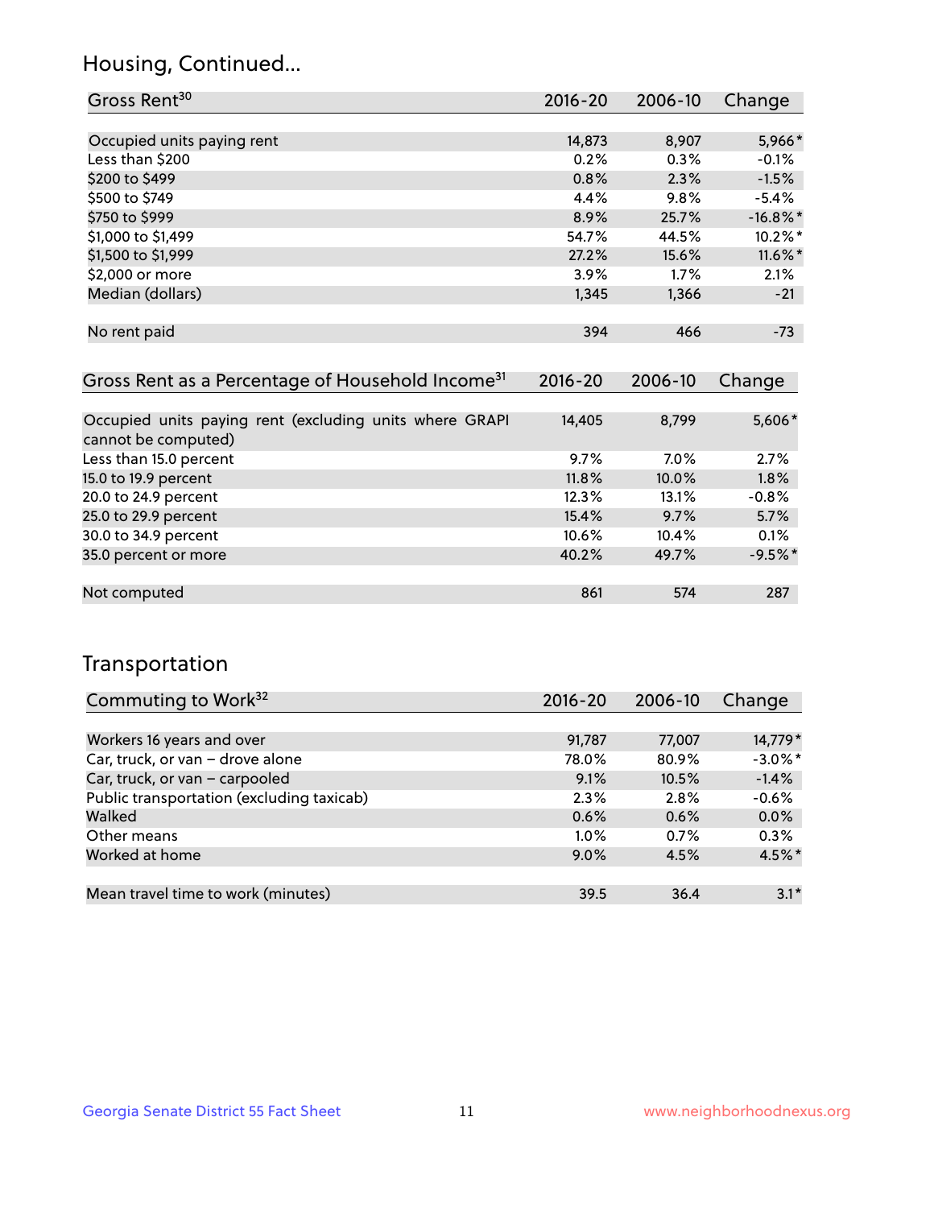## Housing, Continued...

| Gross Rent[30] | 2016-20 | 2006-10 | Change |
|---|---|---|---|
| Occupied units paying rent | 14,873 | 8,907 | 5,966* |
| Less than $200 | 0.2% | 0.3% | -0.1% |
| $200 to $499 | 0.8% | 2.3% | -1.5% |
| $500 to $749 | 4.4% | 9.8% | -5.4% |
| $750 to $999 | 8.9% | 25.7% | -16.8%* |
| $1,000 to $1,499 | 54.7% | 44.5% | 10.2%* |
| $1,500 to $1,999 | 27.2% | 15.6% | 11.6%* |
| $2,000 or more | 3.9% | 1.7% | 2.1% |
| Median (dollars) | 1,345 | 1,366 | -21 |
| No rent paid | 394 | 466 | -73 |

| Gross Rent as a Percentage of Household Income[31] | 2016-20 | 2006-10 | Change |
|---|---|---|---|
| Occupied units paying rent (excluding units where GRAPI cannot be computed) | 14,405 | 8,799 | 5,606* |
| Less than 15.0 percent | 9.7% | 7.0% | 2.7% |
| 15.0 to 19.9 percent | 11.8% | 10.0% | 1.8% |
| 20.0 to 24.9 percent | 12.3% | 13.1% | -0.8% |
| 25.0 to 29.9 percent | 15.4% | 9.7% | 5.7% |
| 30.0 to 34.9 percent | 10.6% | 10.4% | 0.1% |
| 35.0 percent or more | 40.2% | 49.7% | -9.5%* |
| Not computed | 861 | 574 | 287 |

## Transportation

| Commuting to Work[32] | 2016-20 | 2006-10 | Change |
|---|---|---|---|
| Workers 16 years and over | 91,787 | 77,007 | 14,779* |
| Car, truck, or van – drove alone | 78.0% | 80.9% | -3.0%* |
| Car, truck, or van – carpooled | 9.1% | 10.5% | -1.4% |
| Public transportation (excluding taxicab) | 2.3% | 2.8% | -0.6% |
| Walked | 0.6% | 0.6% | 0.0% |
| Other means | 1.0% | 0.7% | 0.3% |
| Worked at home | 9.0% | 4.5% | 4.5%* |
| Mean travel time to work (minutes) | 39.5 | 36.4 | 3.1* |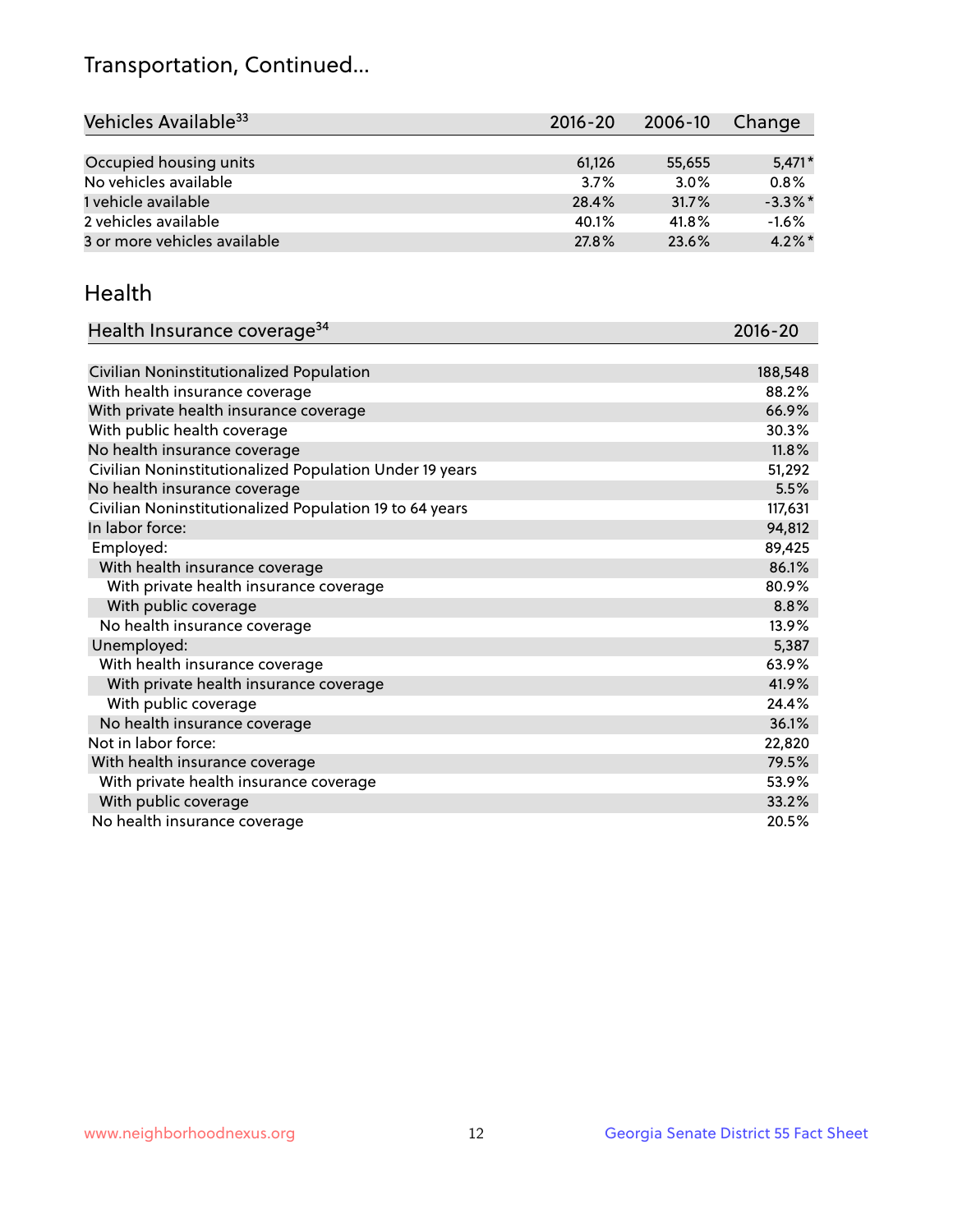# Transportation, Continued...

| Vehicles Available[33] | 2016-20 | 2006-10 | Change |
|---|---|---|---|
| Occupied housing units | 61,126 | 55,655 | 5,471* |
| No vehicles available | 3.7% | 3.0% | 0.8% |
| 1 vehicle available | 28.4% | 31.7% | -3.3%* |
| 2 vehicles available | 40.1% | 41.8% | -1.6% |
| 3 or more vehicles available | 27.8% | 23.6% | 4.2%* |

## Health

| Health Insurance coverage[34] | 2016-20 |
|---|---|
| Civilian Noninstitutionalized Population | 188,548 |
| With health insurance coverage | 88.2% |
| With private health insurance coverage | 66.9% |
| With public health coverage | 30.3% |
| No health insurance coverage | 11.8% |
| Civilian Noninstitutionalized Population Under 19 years | 51,292 |
| No health insurance coverage | 5.5% |
| Civilian Noninstitutionalized Population 19 to 64 years | 117,631 |
| In labor force: | 94,812 |
| Employed: | 89,425 |
| With health insurance coverage | 86.1% |
| With private health insurance coverage | 80.9% |
| With public coverage | 8.8% |
| No health insurance coverage | 13.9% |
| Unemployed: | 5,387 |
| With health insurance coverage | 63.9% |
| With private health insurance coverage | 41.9% |
| With public coverage | 24.4% |
| No health insurance coverage | 36.1% |
| Not in labor force: | 22,820 |
| With health insurance coverage | 79.5% |
| With private health insurance coverage | 53.9% |
| With public coverage | 33.2% |
| No health insurance coverage | 20.5% |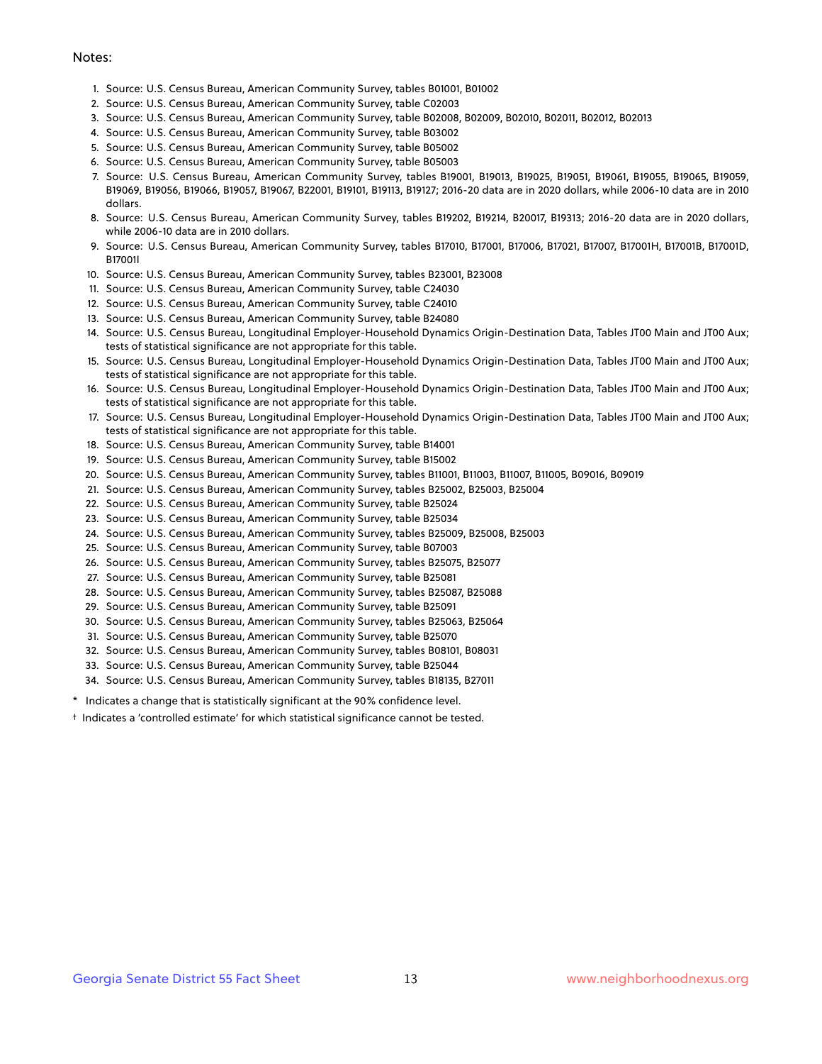Notes:

1. Source: U.S. Census Bureau, American Community Survey, tables B01001, B01002
2. Source: U.S. Census Bureau, American Community Survey, table C02003
3. Source: U.S. Census Bureau, American Community Survey, table B02008, B02009, B02010, B02011, B02012, B02013
4. Source: U.S. Census Bureau, American Community Survey, table B03002
5. Source: U.S. Census Bureau, American Community Survey, table B05002
6. Source: U.S. Census Bureau, American Community Survey, table B05003
7. Source: U.S. Census Bureau, American Community Survey, tables B19001, B19013, B19025, B19051, B19061, B19055, B19065, B19059, B19069, B19056, B19066, B19057, B19067, B22001, B19101, B19113, B19127; 2016-20 data are in 2020 dollars, while 2006-10 data are in 2010 dollars.
8. Source: U.S. Census Bureau, American Community Survey, tables B19202, B19214, B20017, B19313; 2016-20 data are in 2020 dollars, while 2006-10 data are in 2010 dollars.
9. Source: U.S. Census Bureau, American Community Survey, tables B17010, B17001, B17006, B17021, B17007, B17001H, B17001B, B17001D, B17001I
10. Source: U.S. Census Bureau, American Community Survey, tables B23001, B23008
11. Source: U.S. Census Bureau, American Community Survey, table C24030
12. Source: U.S. Census Bureau, American Community Survey, table C24010
13. Source: U.S. Census Bureau, American Community Survey, table B24080
14. Source: U.S. Census Bureau, Longitudinal Employer-Household Dynamics Origin-Destination Data, Tables JT00 Main and JT00 Aux; tests of statistical significance are not appropriate for this table.
15. Source: U.S. Census Bureau, Longitudinal Employer-Household Dynamics Origin-Destination Data, Tables JT00 Main and JT00 Aux; tests of statistical significance are not appropriate for this table.
16. Source: U.S. Census Bureau, Longitudinal Employer-Household Dynamics Origin-Destination Data, Tables JT00 Main and JT00 Aux; tests of statistical significance are not appropriate for this table.
17. Source: U.S. Census Bureau, Longitudinal Employer-Household Dynamics Origin-Destination Data, Tables JT00 Main and JT00 Aux; tests of statistical significance are not appropriate for this table.
18. Source: U.S. Census Bureau, American Community Survey, table B14001
19. Source: U.S. Census Bureau, American Community Survey, table B15002
20. Source: U.S. Census Bureau, American Community Survey, tables B11001, B11003, B11007, B11005, B09016, B09019
21. Source: U.S. Census Bureau, American Community Survey, tables B25002, B25003, B25004
22. Source: U.S. Census Bureau, American Community Survey, table B25024
23. Source: U.S. Census Bureau, American Community Survey, table B25034
24. Source: U.S. Census Bureau, American Community Survey, tables B25009, B25008, B25003
25. Source: U.S. Census Bureau, American Community Survey, table B07003
26. Source: U.S. Census Bureau, American Community Survey, tables B25075, B25077
27. Source: U.S. Census Bureau, American Community Survey, table B25081
28. Source: U.S. Census Bureau, American Community Survey, tables B25087, B25088
29. Source: U.S. Census Bureau, American Community Survey, table B25091
30. Source: U.S. Census Bureau, American Community Survey, tables B25063, B25064
31. Source: U.S. Census Bureau, American Community Survey, table B25070
32. Source: U.S. Census Bureau, American Community Survey, tables B08101, B08031
33. Source: U.S. Census Bureau, American Community Survey, table B25044
34. Source: U.S. Census Bureau, American Community Survey, tables B18135, B27011

\* Indicates a change that is statistically significant at the 90% confidence level.

† Indicates a 'controlled estimate' for which statistical significance cannot be tested.